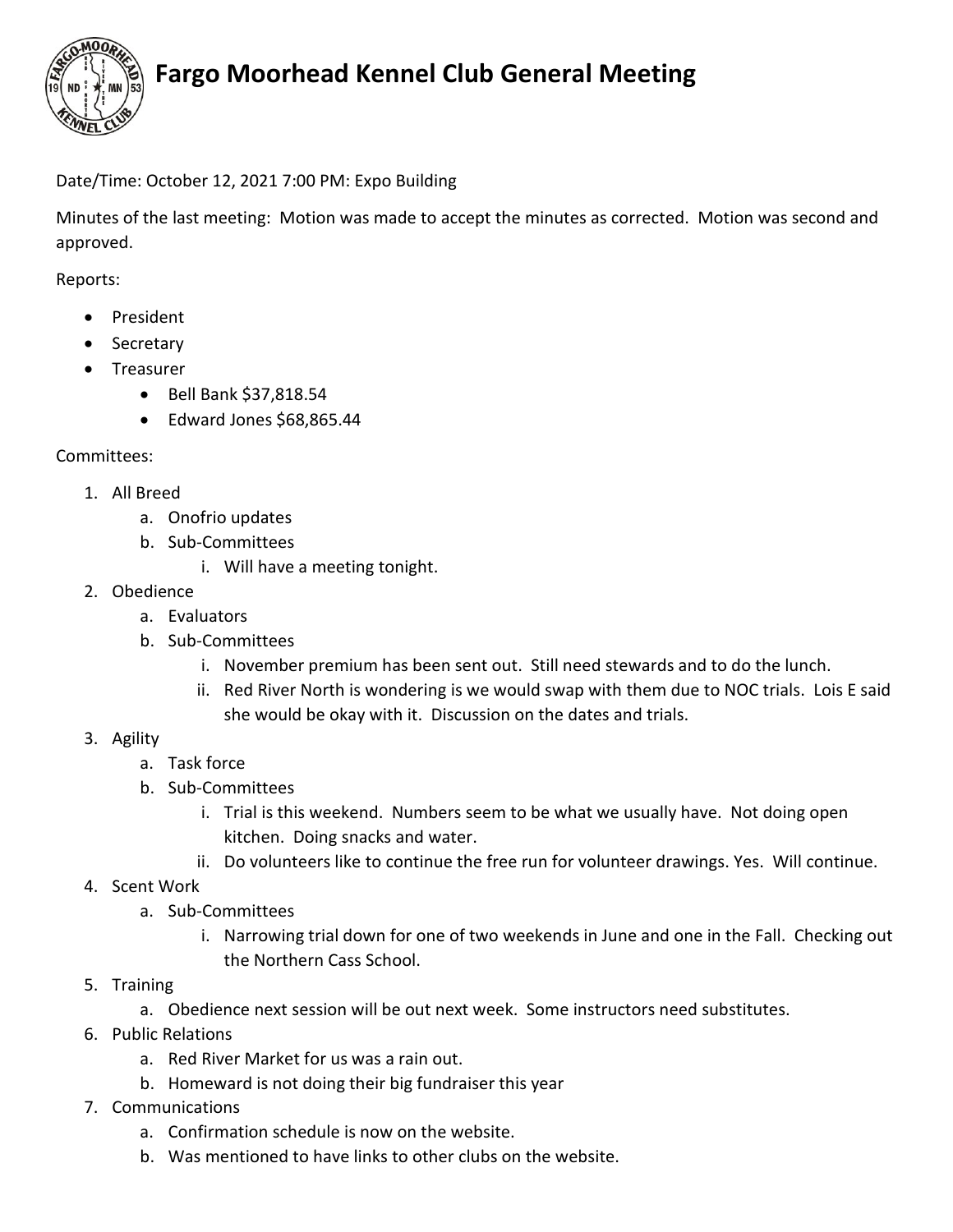# Fargo Moorhead Kennel Club General Meeting

Date/Time: October 12, 2021 7:00 PM: Expo Building

Minutes of the last meeting: Motion was made to accept the minutes as corrected. Motion was second and approved.

Reports:

- President
- Secretary
- Treasurer
  - Bell Bank $37,818.54
  - Edward Jones $68,865.44

Committees:

1. All Breed
   a. Onofrio updates
   b. Sub-Committees
      i. Will have a meeting tonight.
2. Obedience
   a. Evaluators
   b. Sub-Committees
      i. November premium has been sent out. Still need stewards and to do the lunch.
      ii. Red River North is wondering is we would swap with them due to NOC trials. Lois E said she would be okay with it. Discussion on the dates and trials.
3. Agility
   a. Task force
   b. Sub-Committees
      i. Trial is this weekend. Numbers seem to be what we usually have. Not doing open kitchen. Doing snacks and water.
      ii. Do volunteers like to continue the free run for volunteer drawings. Yes. Will continue.
4. Scent Work
   a. Sub-Committees
      i. Narrowing trial down for one of two weekends in June and one in the Fall. Checking out the Northern Cass School.
5. Training
   a. Obedience next session will be out next week. Some instructors need substitutes.
6. Public Relations
   a. Red River Market for us was a rain out.
   b. Homeward is not doing their big fundraiser this year
7. Communications
   a. Confirmation schedule is now on the website.
   b. Was mentioned to have links to other clubs on the website.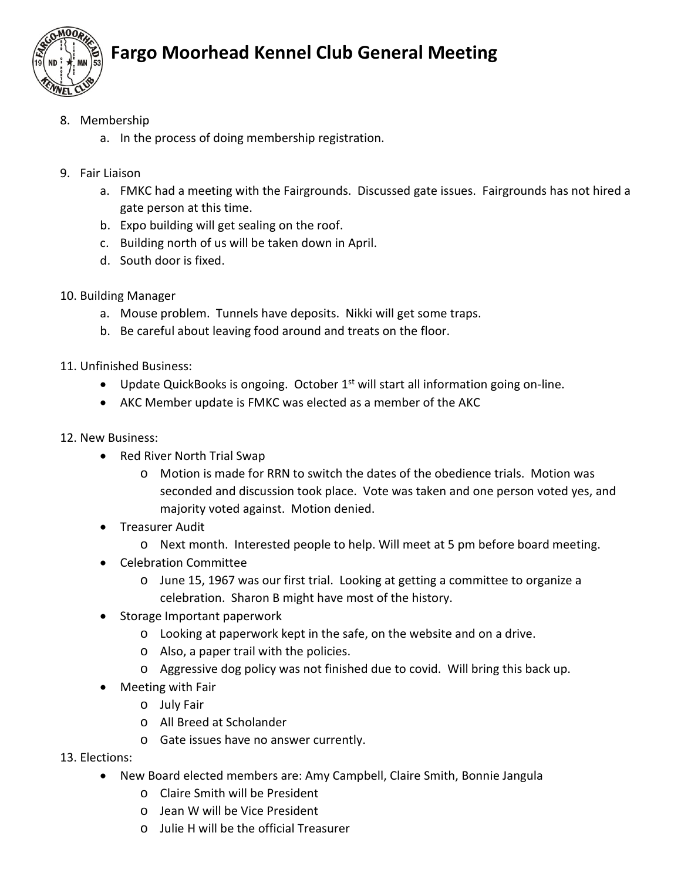# Fargo Moorhead Kennel Club General Meeting

8. Membership
   a. In the process of doing membership registration.

9. Fair Liaison
   a. FMKC had a meeting with the Fairgrounds. Discussed gate issues. Fairgrounds has not hired a gate person at this time.
   b. Expo building will get sealing on the roof.
   c. Building north of us will be taken down in April.
   d. South door is fixed.

10. Building Manager
    a. Mouse problem. Tunnels have deposits. Nikki will get some traps.
    b. Be careful about leaving food around and treats on the floor.

11. Unfinished Business:
    - Update QuickBooks is ongoing. October 1st will start all information going on-line.
    - AKC Member update is FMKC was elected as a member of the AKC

12. New Business:
    - Red River North Trial Swap
      - Motion is made for RRN to switch the dates of the obedience trials. Motion was seconded and discussion took place. Vote was taken and one person voted yes, and majority voted against. Motion denied.
    - Treasurer Audit
      - Next month. Interested people to help. Will meet at 5 pm before board meeting.
    - Celebration Committee
      - June 15, 1967 was our first trial. Looking at getting a committee to organize a celebration. Sharon B might have most of the history.
    - Storage Important paperwork
      - Looking at paperwork kept in the safe, on the website and on a drive.
      - Also, a paper trail with the policies.
      - Aggressive dog policy was not finished due to covid. Will bring this back up.
    - Meeting with Fair
      - July Fair
      - All Breed at Scholander
      - Gate issues have no answer currently.

13. Elections:
    - New Board elected members are: Amy Campbell, Claire Smith, Bonnie Jangula
      - Claire Smith will be President
      - Jean W will be Vice President
      - Julie H will be the official Treasurer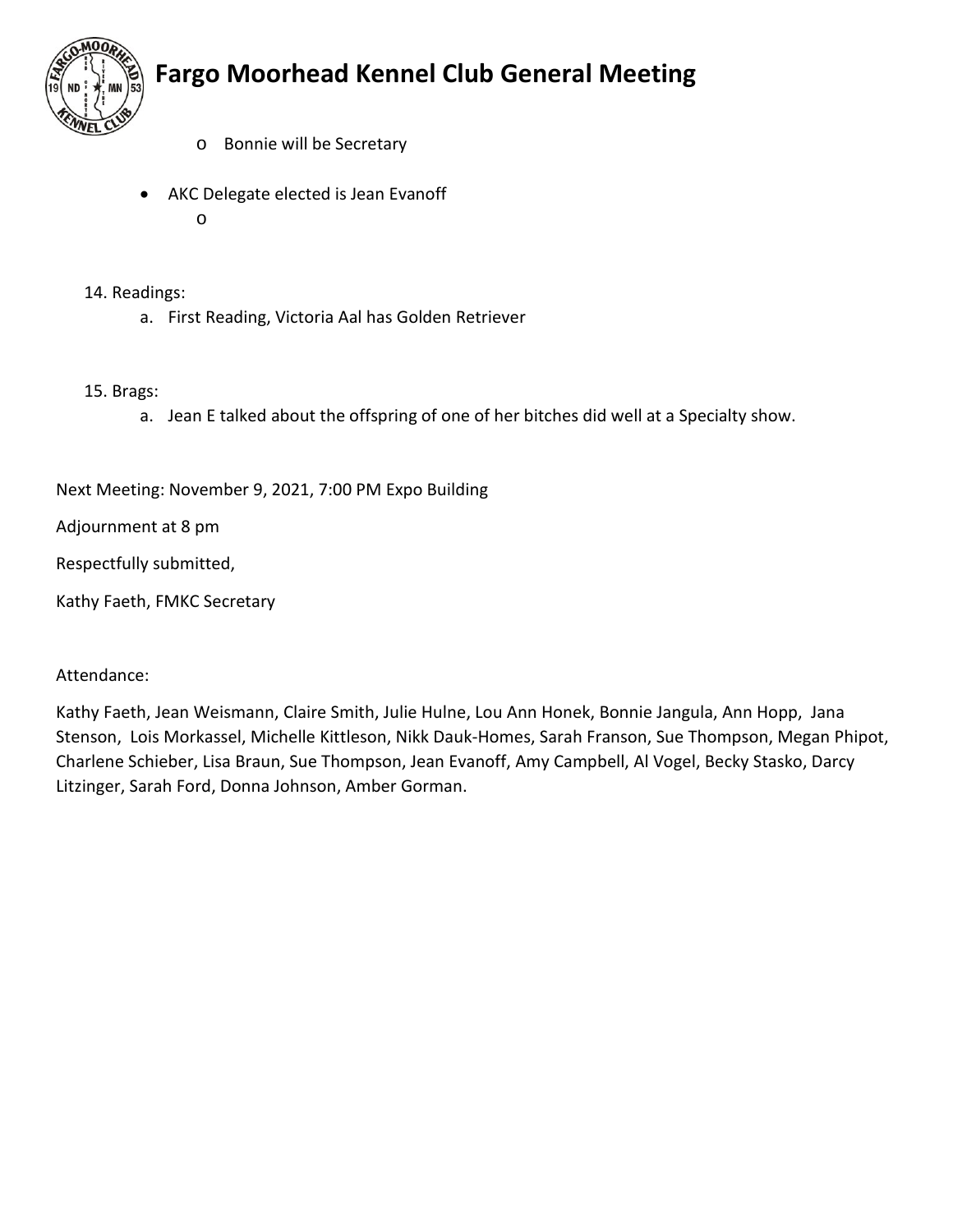# Fargo Moorhead Kennel Club General Meeting

  - Bonnie will be Secretary

- AKC Delegate elected is Jean Evanoff
  - 

14. Readings:
    a. First Reading, Victoria Aal has Golden Retriever

15. Brags:
    a. Jean E talked about the offspring of one of her bitches did well at a Specialty show.

Next Meeting: November 9, 2021, 7:00 PM Expo Building

Adjournment at 8 pm

Respectfully submitted,

Kathy Faeth, FMKC Secretary

Attendance:

Kathy Faeth, Jean Weismann, Claire Smith, Julie Hulne, Lou Ann Honek, Bonnie Jangula, Ann Hopp, Jana Stenson, Lois Morkassel, Michelle Kittleson, Nikk Dauk-Homes, Sarah Franson, Sue Thompson, Megan Phipot, Charlene Schieber, Lisa Braun, Sue Thompson, Jean Evanoff, Amy Campbell, Al Vogel, Becky Stasko, Darcy Litzinger, Sarah Ford, Donna Johnson, Amber Gorman.